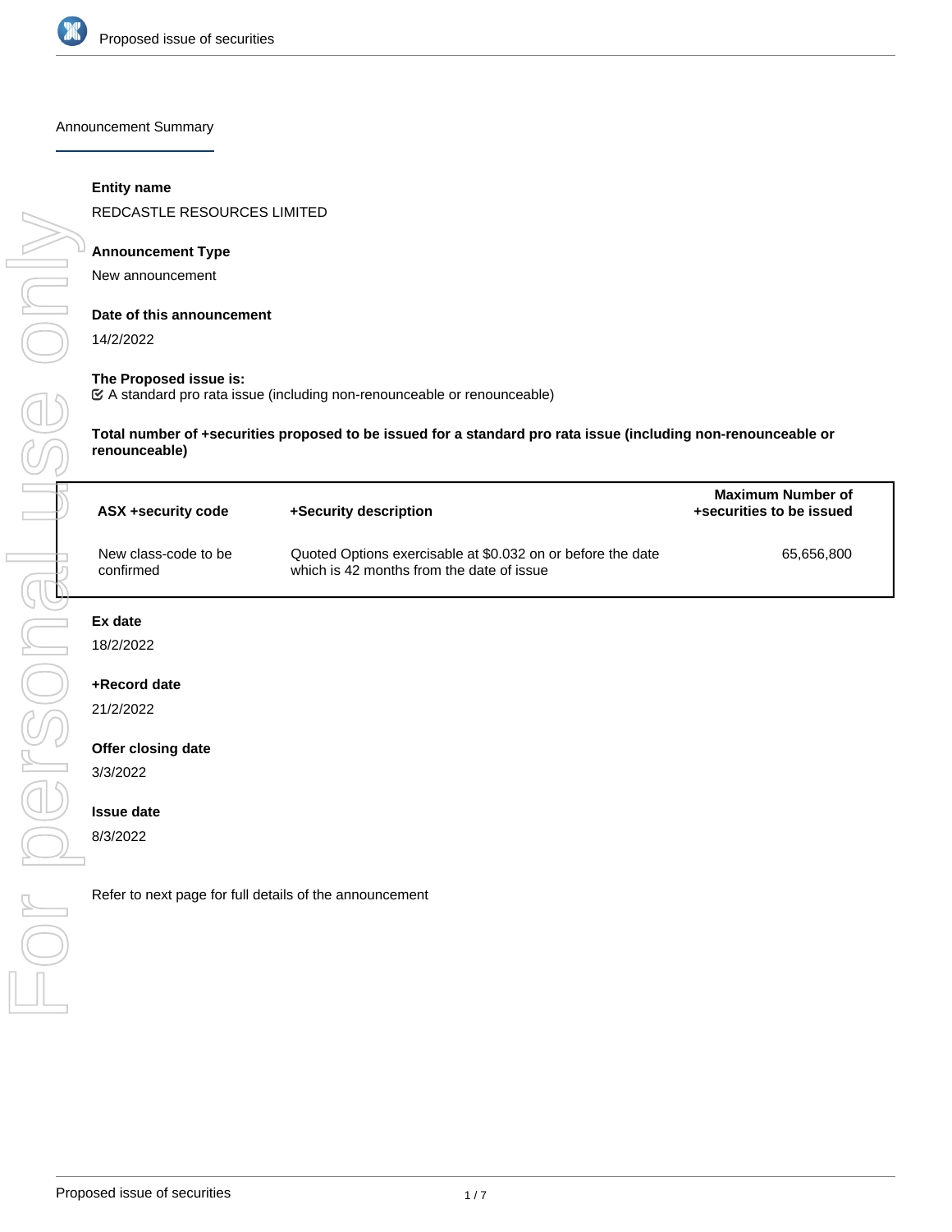## Announcement Summary

**Entity name**

REDCASTLE RESOURCES LIMITED

**Announcement Type**

New announcement

**Date of this announcement**

14/2/2022

**The Proposed issue is:**

☑ A standard pro rata issue (including non-renounceable or renounceable)

**Total number of +securities proposed to be issued for a standard pro rata issue (including non-renounceable or renounceable)**

| ASX +security code | +Security description | Maximum Number of +securities to be issued |
| --- | --- | --- |
| New class-code to be confirmed | Quoted Options exercisable at $0.032 on or before the date which is 42 months from the date of issue | 65,656,800 |

**Ex date**

18/2/2022

**+Record date**

21/2/2022

**Offer closing date**

3/3/2022

**Issue date**

8/3/2022

Refer to next page for full details of the announcement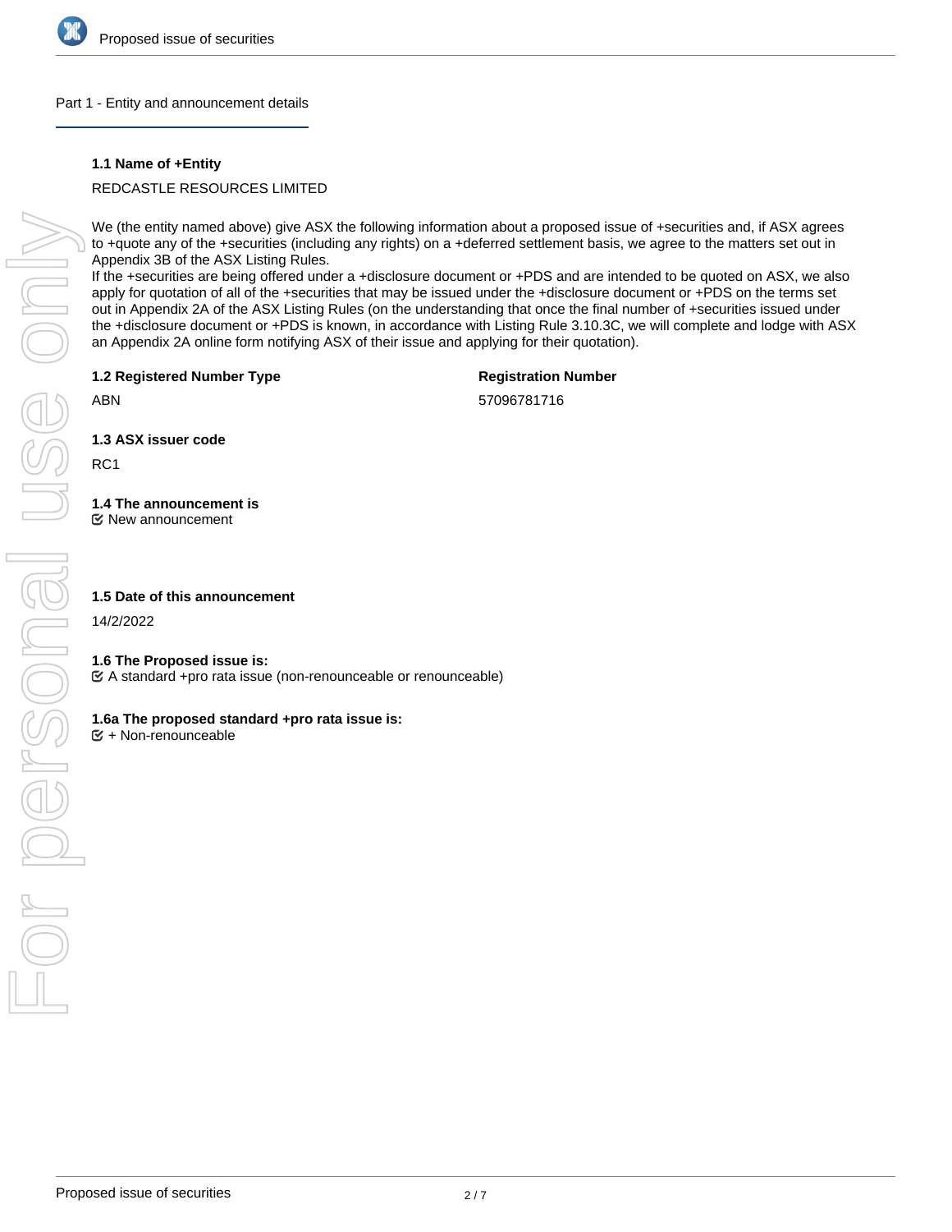## Part 1 - Entity and announcement details

**1.1 Name of +Entity**

REDCASTLE RESOURCES LIMITED

We (the entity named above) give ASX the following information about a proposed issue of +securities and, if ASX agrees to +quote any of the +securities (including any rights) on a +deferred settlement basis, we agree to the matters set out in Appendix 3B of the ASX Listing Rules.
If the +securities are being offered under a +disclosure document or +PDS and are intended to be quoted on ASX, we also apply for quotation of all of the +securities that may be issued under the +disclosure document or +PDS on the terms set out in Appendix 2A of the ASX Listing Rules (on the understanding that once the final number of +securities issued under the +disclosure document or +PDS is known, in accordance with Listing Rule 3.10.3C, we will complete and lodge with ASX an Appendix 2A online form notifying ASX of their issue and applying for their quotation).

**1.2 Registered Number Type**

ABN

**Registration Number**

57096781716

**1.3 ASX issuer code**

RC1

**1.4 The announcement is**

☑ New announcement

**1.5 Date of this announcement**

14/2/2022

**1.6 The Proposed issue is:**

☑ A standard +pro rata issue (non-renounceable or renounceable)

**1.6a The proposed standard +pro rata issue is:**

☑ + Non-renounceable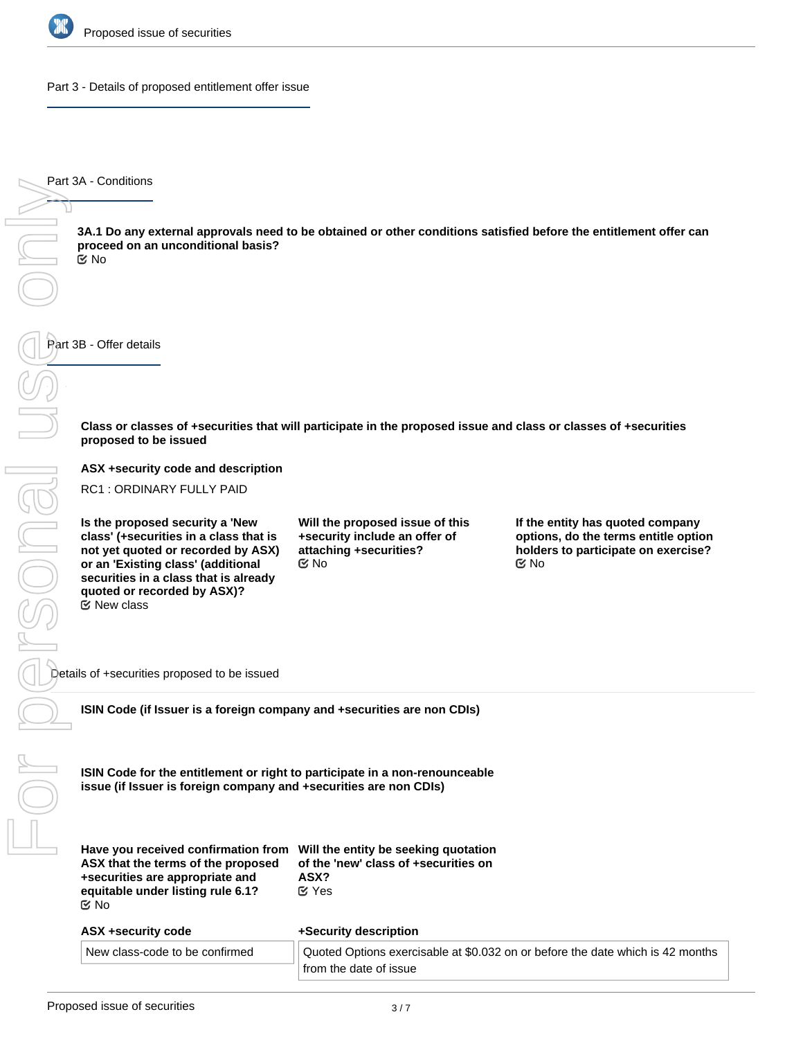## Part 3 - Details of proposed entitlement offer issue

### Part 3A - Conditions

**3A.1 Do any external approvals need to be obtained or other conditions satisfied before the entitlement offer can proceed on an unconditional basis?**

No

### Part 3B - Offer details

**Class or classes of +securities that will participate in the proposed issue and class or classes of +securities proposed to be issued**

**ASX +security code and description**

RC1 : ORDINARY FULLY PAID

**Is the proposed security a 'New class' (+securities in a class that is not yet quoted or recorded by ASX) or an 'Existing class' (additional securities in a class that is already quoted or recorded by ASX)?**

New class

**Will the proposed issue of this +security include an offer of attaching +securities?**

No

**If the entity has quoted company options, do the terms entitle option holders to participate on exercise?**

No

#### Details of +securities proposed to be issued

**ISIN Code (if Issuer is a foreign company and +securities are non CDIs)**

**ISIN Code for the entitlement or right to participate in a non-renounceable issue (if Issuer is foreign company and +securities are non CDIs)**

**Have you received confirmation from ASX that the terms of the proposed +securities are appropriate and equitable under listing rule 6.1?**

No

**Will the entity be seeking quotation of the 'new' class of +securities on ASX?**

Yes

| ASX +security code | +Security description |
| --- | --- |
| New class-code to be confirmed | Quoted Options exercisable at $0.032 on or before the date which is 42 months from the date of issue |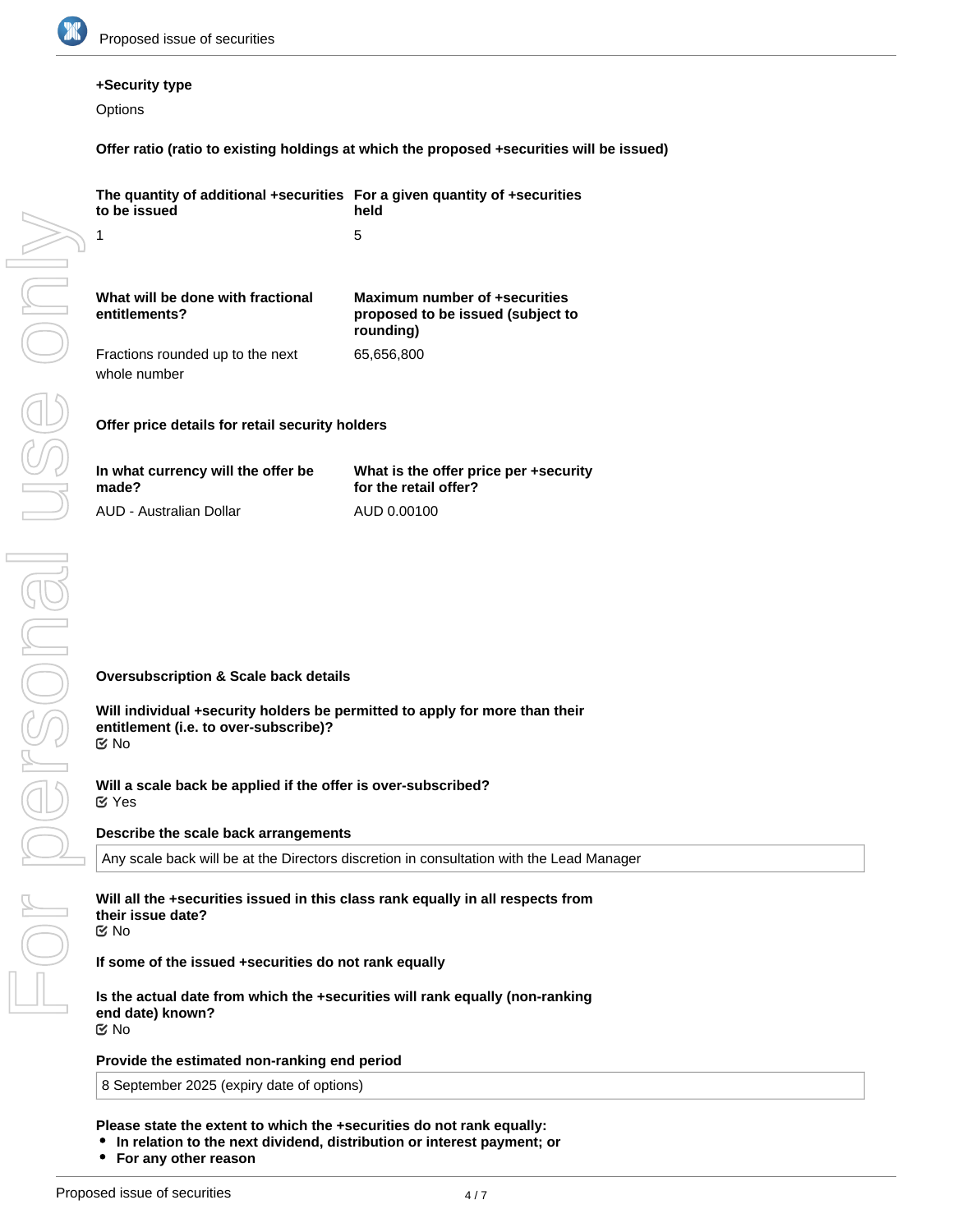**+Security type**

Options

**Offer ratio (ratio to existing holdings at which the proposed +securities will be issued)**

| The quantity of additional +securities to be issued | For a given quantity of +securities held |
| --- | --- |
| 1 | 5 |

| What will be done with fractional entitlements? | Maximum number of +securities proposed to be issued (subject to rounding) |
| --- | --- |
| Fractions rounded up to the next whole number | 65,656,800 |

**Offer price details for retail security holders**

| In what currency will the offer be made? | What is the offer price per +security for the retail offer? |
| --- | --- |
| AUD - Australian Dollar | AUD 0.00100 |

**Oversubscription & Scale back details**

**Will individual +security holders be permitted to apply for more than their entitlement (i.e. to over-subscribe)?**
☑ No

**Will a scale back be applied if the offer is over-subscribed?**
☑ Yes

**Describe the scale back arrangements**

Any scale back will be at the Directors discretion in consultation with the Lead Manager

**Will all the +securities issued in this class rank equally in all respects from their issue date?**
☑ No

**If some of the issued +securities do not rank equally**

**Is the actual date from which the +securities will rank equally (non-ranking end date) known?**
☑ No

**Provide the estimated non-ranking end period**

8 September 2025 (expiry date of options)

**Please state the extent to which the +securities do not rank equally:**

- **In relation to the next dividend, distribution or interest payment; or**
- **For any other reason**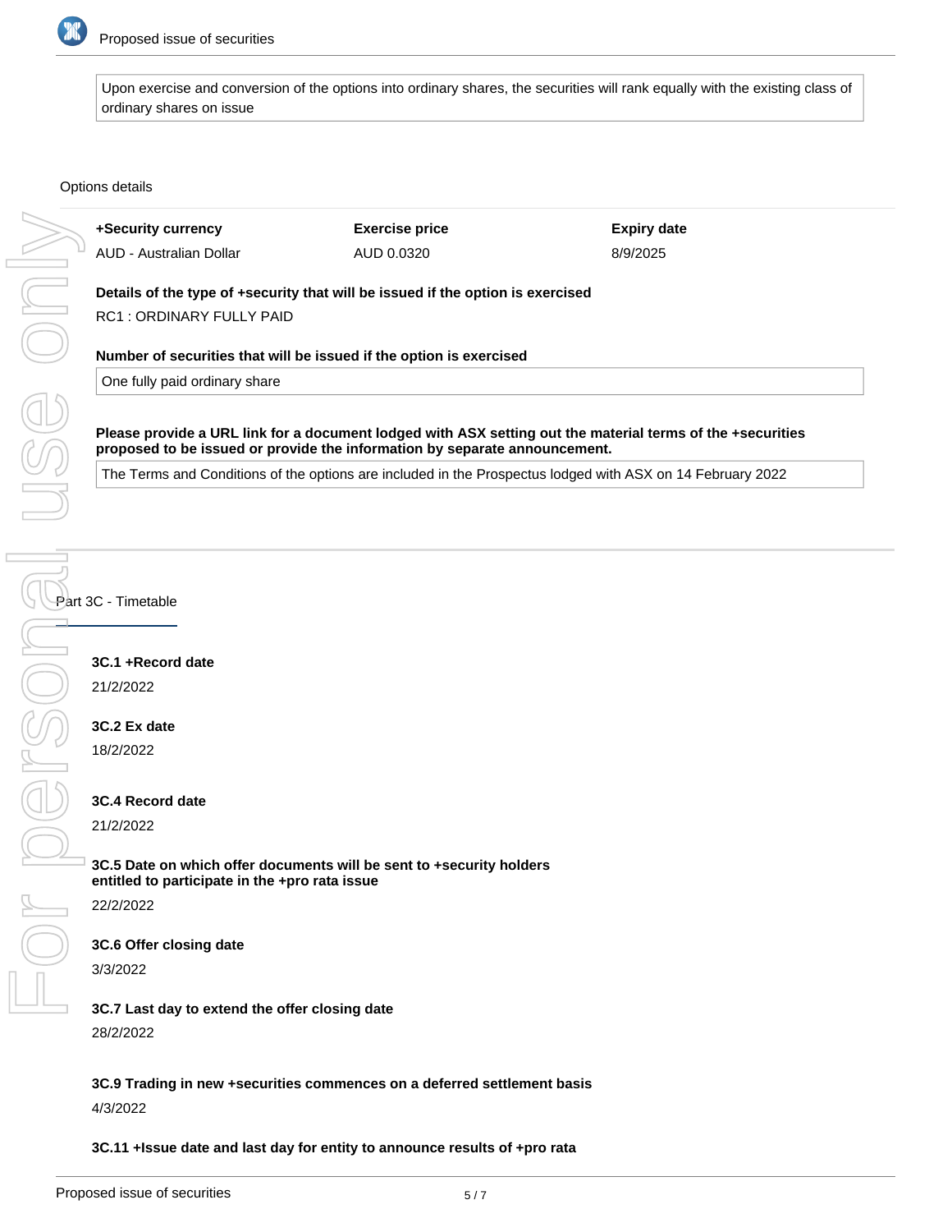Upon exercise and conversion of the options into ordinary shares, the securities will rank equally with the existing class of ordinary shares on issue

Options details

| +Security currency | Exercise price | Expiry date |
| --- | --- | --- |
| AUD - Australian Dollar | AUD 0.0320 | 8/9/2025 |

**Details of the type of +security that will be issued if the option is exercised**

RC1 : ORDINARY FULLY PAID

**Number of securities that will be issued if the option is exercised**

One fully paid ordinary share

**Please provide a URL link for a document lodged with ASX setting out the material terms of the +securities proposed to be issued or provide the information by separate announcement.**

The Terms and Conditions of the options are included in the Prospectus lodged with ASX on 14 February 2022

## Part 3C - Timetable

**3C.1 +Record date**

21/2/2022

**3C.2 Ex date**

18/2/2022

**3C.4 Record date**

21/2/2022

**3C.5 Date on which offer documents will be sent to +security holders entitled to participate in the +pro rata issue**

22/2/2022

**3C.6 Offer closing date**

3/3/2022

**3C.7 Last day to extend the offer closing date**

28/2/2022

**3C.9 Trading in new +securities commences on a deferred settlement basis**

4/3/2022

**3C.11 +Issue date and last day for entity to announce results of +pro rata**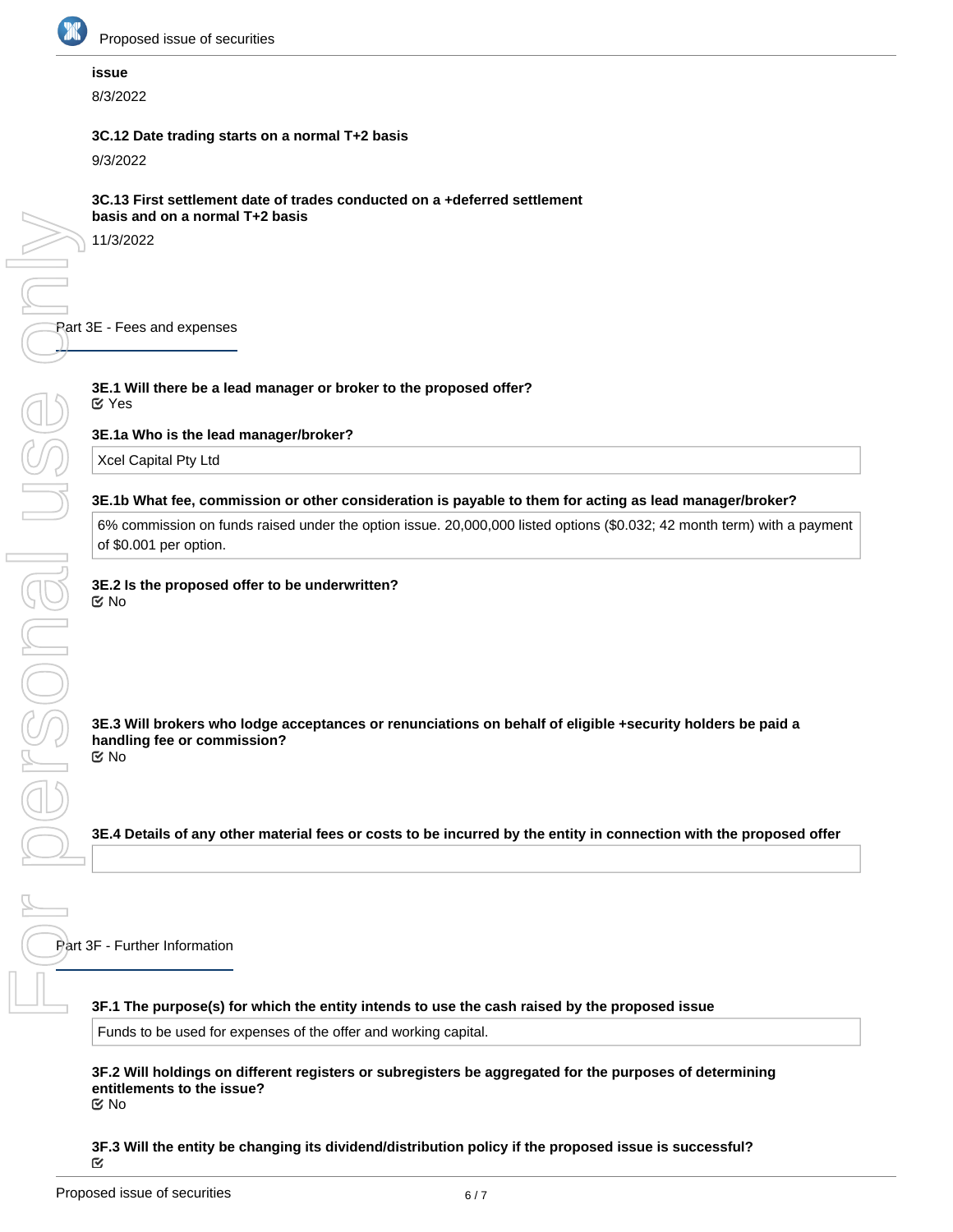**issue**

8/3/2022

**3C.12 Date trading starts on a normal T+2 basis**

9/3/2022

**3C.13 First settlement date of trades conducted on a +deferred settlement basis and on a normal T+2 basis**

11/3/2022

## Part 3E - Fees and expenses

**3E.1 Will there be a lead manager or broker to the proposed offer?**

Yes

**3E.1a Who is the lead manager/broker?**

Xcel Capital Pty Ltd

**3E.1b What fee, commission or other consideration is payable to them for acting as lead manager/broker?**

6% commission on funds raised under the option issue. 20,000,000 listed options ($0.032; 42 month term) with a payment of $0.001 per option.

**3E.2 Is the proposed offer to be underwritten?**

No

**3E.3 Will brokers who lodge acceptances or renunciations on behalf of eligible +security holders be paid a handling fee or commission?**

No

**3E.4 Details of any other material fees or costs to be incurred by the entity in connection with the proposed offer**

## Part 3F - Further Information

**3F.1 The purpose(s) for which the entity intends to use the cash raised by the proposed issue**

Funds to be used for expenses of the offer and working capital.

**3F.2 Will holdings on different registers or subregisters be aggregated for the purposes of determining entitlements to the issue?**

No

**3F.3 Will the entity be changing its dividend/distribution policy if the proposed issue is successful?**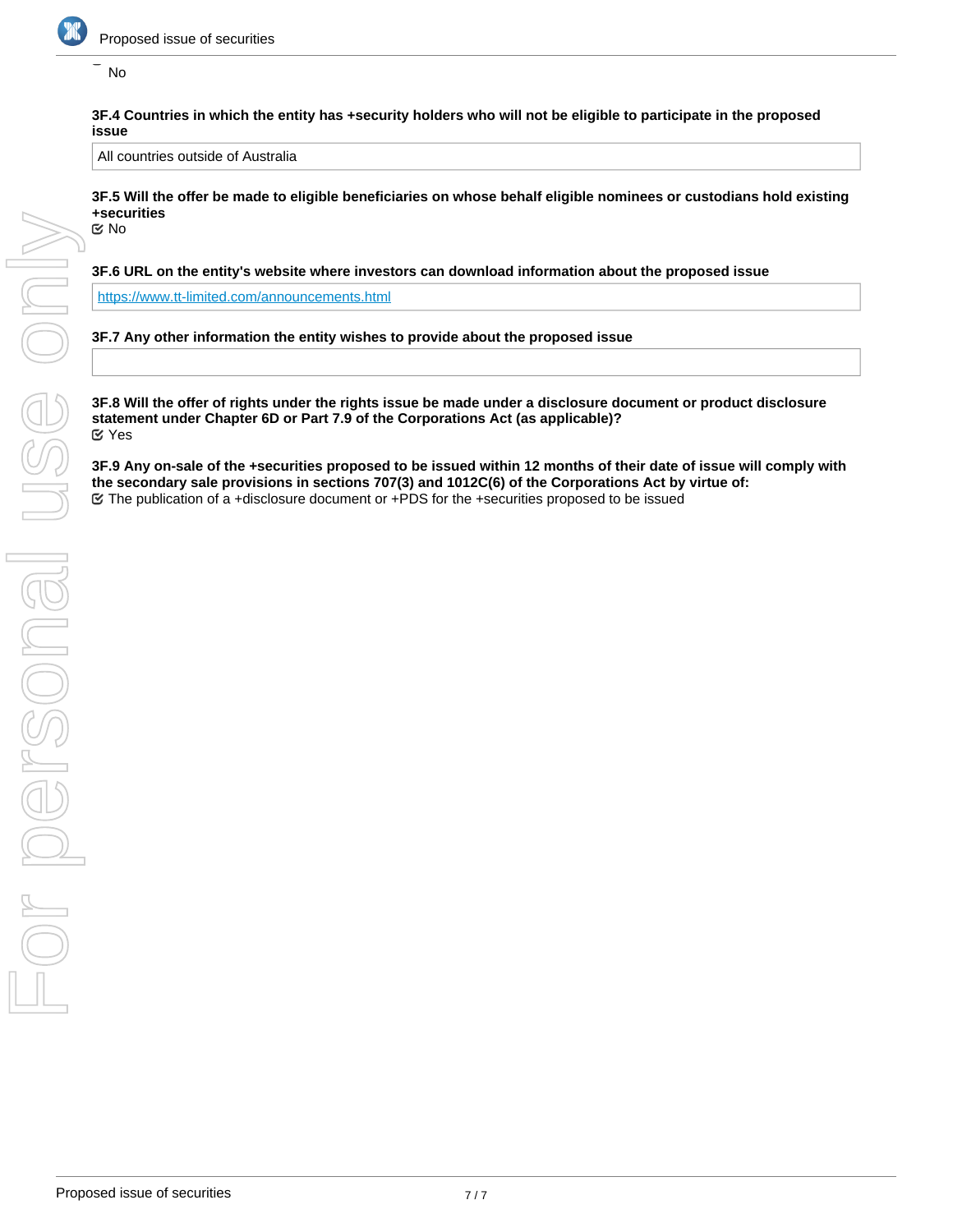No

**3F.4 Countries in which the entity has +security holders who will not be eligible to participate in the proposed issue**

All countries outside of Australia

**3F.5 Will the offer be made to eligible beneficiaries on whose behalf eligible nominees or custodians hold existing +securities**

☑ No

**3F.6 URL on the entity's website where investors can download information about the proposed issue**

https://www.tt-limited.com/announcements.html

**3F.7 Any other information the entity wishes to provide about the proposed issue**

**3F.8 Will the offer of rights under the rights issue be made under a disclosure document or product disclosure statement under Chapter 6D or Part 7.9 of the Corporations Act (as applicable)?**

☑ Yes

**3F.9 Any on-sale of the +securities proposed to be issued within 12 months of their date of issue will comply with the secondary sale provisions in sections 707(3) and 1012C(6) of the Corporations Act by virtue of:**

☑ The publication of a +disclosure document or +PDS for the +securities proposed to be issued